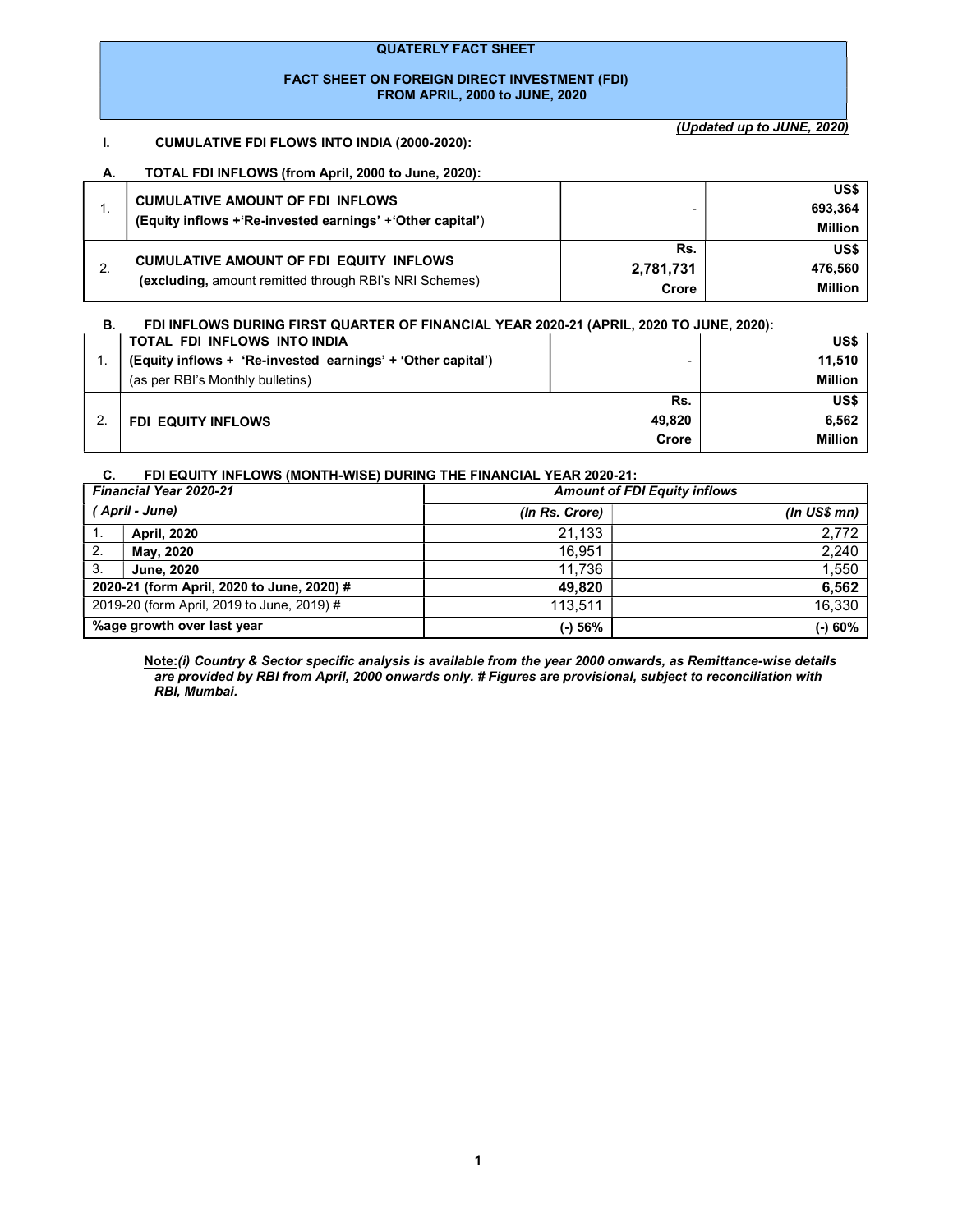**QUATERLY FACT SHEET**

**FACT SHEET ON FOREIGN DIRECT INVESTMENT (FDI) FROM APRIL, 2000 to JUNE, 2020**

***(Updated up to JUNE, 2020)***

## I. CUMULATIVE FDI FLOWS INTO INDIA (2000-2020):

### A. TOTAL FDI INFLOWS (from April, 2000 to June, 2020):

| | | | |
|---|---|---|---|
| 1. | **CUMULATIVE AMOUNT OF FDI INFLOWS** **(Equity inflows +'Re-invested earnings' +'Other capital')** | - | **US$ 693,364 Million** |
| 2. | **CUMULATIVE AMOUNT OF FDI EQUITY INFLOWS** **(excluding,** amount remitted through RBI's NRI Schemes) | **Rs. 2,781,731 Crore** | **US$ 476,560 Million** |

### B. FDI INFLOWS DURING FIRST QUARTER OF FINANCIAL YEAR 2020-21 (APRIL, 2020 TO JUNE, 2020):

| | | | |
|---|---|---|---|
| 1. | **TOTAL FDI INFLOWS INTO INDIA** **(Equity inflows + 'Re-invested earnings' + 'Other capital')** (as per RBI's Monthly bulletins) | - | **US$ 11,510 Million** |
| 2. | **FDI EQUITY INFLOWS** | **Rs. 49,820 Crore** | **US$ 6,562 Million** |

### C. FDI EQUITY INFLOWS (MONTH-WISE) DURING THE FINANCIAL YEAR 2020-21:

| ***Financial Year 2020-21*** | | ***Amount of FDI Equity inflows*** | |
|---|---|---|---|
| ***( April - June)*** | | ***(In Rs. Crore)*** | ***(In US$ mn)*** |
| 1. | **April, 2020** | 21,133 | 2,772 |
| 2. | **May, 2020** | 16,951 | 2,240 |
| 3. | **June, 2020** | 11,736 | 1,550 |
| **2020-21 (form April, 2020 to June, 2020) #** | | **49,820** | **6,562** |
| 2019-20 (form April, 2019 to June, 2019) # | | 113,511 | 16,330 |
| **%age growth over last year** | | **(-) 56%** | **(-) 60%** |

**Note:** ***(i) Country & Sector specific analysis is available from the year 2000 onwards, as Remittance-wise details are provided by RBI from April, 2000 onwards only. # Figures are provisional, subject to reconciliation with RBI, Mumbai.***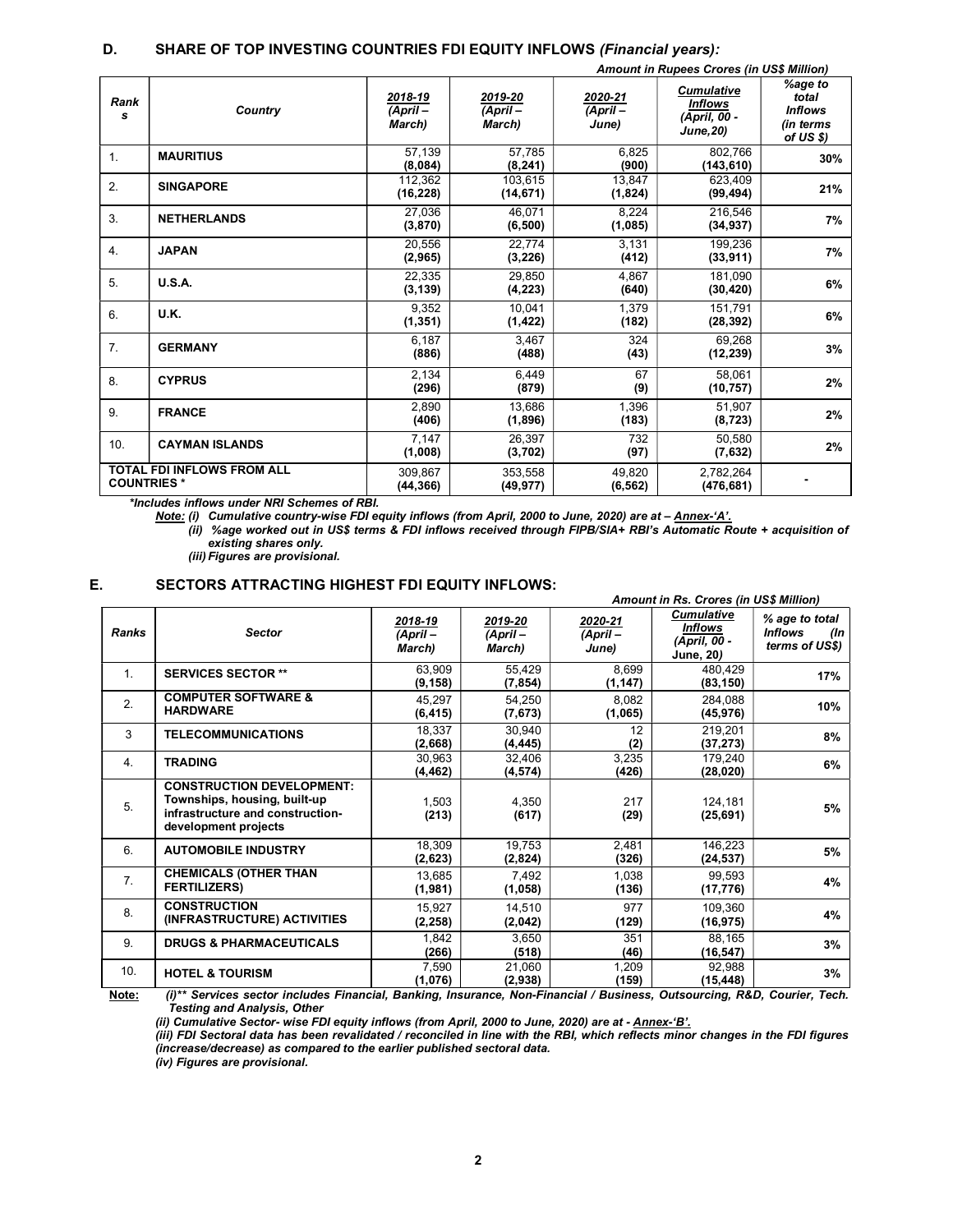## D. SHARE OF TOP INVESTING COUNTRIES FDI EQUITY INFLOWS *(Financial years):*

***Amount in Rupees Crores (in US$ Million)***

| Ranks | Country | 2018-19 (April – March) | 2019-20 (April – March) | 2020-21 (April – June) | Cumulative Inflows (April, 00 - June,20) | %age to total Inflows (in terms of US $) |
|---|---|---|---|---|---|---|
| 1. | **MAURITIUS** | 57,139 **(8,084)** | 57,785 **(8,241)** | 6,825 **(900)** | 802,766 **(143,610)** | **30%** |
| 2. | **SINGAPORE** | 112,362 **(16,228)** | 103,615 **(14,671)** | 13,847 **(1,824)** | 623,409 **(99,494)** | **21%** |
| 3. | **NETHERLANDS** | 27,036 **(3,870)** | 46,071 **(6,500)** | 8,224 **(1,085)** | 216,546 **(34,937)** | **7%** |
| 4. | **JAPAN** | 20,556 **(2,965)** | 22,774 **(3,226)** | 3,131 **(412)** | 199,236 **(33,911)** | **7%** |
| 5. | **U.S.A.** | 22,335 **(3,139)** | 29,850 **(4,223)** | 4,867 **(640)** | 181,090 **(30,420)** | **6%** |
| 6. | **U.K.** | 9,352 **(1,351)** | 10,041 **(1,422)** | 1,379 **(182)** | 151,791 **(28,392)** | **6%** |
| 7. | **GERMANY** | 6,187 **(886)** | 3,467 **(488)** | 324 **(43)** | 69,268 **(12,239)** | **3%** |
| 8. | **CYPRUS** | 2,134 **(296)** | 6,449 **(879)** | 67 **(9)** | 58,061 **(10,757)** | **2%** |
| 9. | **FRANCE** | 2,890 **(406)** | 13,686 **(1,896)** | 1,396 **(183)** | 51,907 **(8,723)** | **2%** |
| 10. | **CAYMAN ISLANDS** | 7,147 **(1,008)** | 26,397 **(3,702)** | 732 **(97)** | 50,580 **(7,632)** | **2%** |
| **TOTAL FDI INFLOWS FROM ALL COUNTRIES \*** | | 309,867 **(44,366)** | 353,558 **(49,977)** | 49,820 **(6,562)** | 2,782,264 **(476,681)** | **-** |

***\*Includes inflows under NRI Schemes of RBI.***

***Note: (i) Cumulative country-wise FDI equity inflows (from April, 2000 to June, 2020) are at – Annex-'A'.***

***(ii) %age worked out in US$ terms & FDI inflows received through FIPB/SIA+ RBI's Automatic Route + acquisition of existing shares only.***

***(iii) Figures are provisional.***

## E. SECTORS ATTRACTING HIGHEST FDI EQUITY INFLOWS:

***Amount in Rs. Crores (in US$ Million)***

| Ranks | Sector | 2018-19 (April – March) | 2019-20 (April – March) | 2020-21 (April – June) | Cumulative Inflows (April, 00 - June, 20) | % age to total Inflows (In terms of US$) |
|---|---|---|---|---|---|---|
| 1. | **SERVICES SECTOR \*\*** | 63,909 **(9,158)** | 55,429 **(7,854)** | 8,699 **(1,147)** | 480,429 **(83,150)** | **17%** |
| 2. | **COMPUTER SOFTWARE & HARDWARE** | 45,297 **(6,415)** | 54,250 **(7,673)** | 8,082 **(1,065)** | 284,088 **(45,976)** | **10%** |
| 3 | **TELECOMMUNICATIONS** | 18,337 **(2,668)** | 30,940 **(4,445)** | 12 **(2)** | 219,201 **(37,273)** | **8%** |
| 4. | **TRADING** | 30,963 **(4,462)** | 32,406 **(4,574)** | 3,235 **(426)** | 179,240 **(28,020)** | **6%** |
| 5. | **CONSTRUCTION DEVELOPMENT: Townships, housing, built-up infrastructure and construction-development projects** | 1,503 **(213)** | 4,350 **(617)** | 217 **(29)** | 124,181 **(25,691)** | **5%** |
| 6. | **AUTOMOBILE INDUSTRY** | 18,309 **(2,623)** | 19,753 **(2,824)** | 2,481 **(326)** | 146,223 **(24,537)** | **5%** |
| 7. | **CHEMICALS (OTHER THAN FERTILIZERS)** | 13,685 **(1,981)** | 7,492 **(1,058)** | 1,038 **(136)** | 99,593 **(17,776)** | **4%** |
| 8. | **CONSTRUCTION (INFRASTRUCTURE) ACTIVITIES** | 15,927 **(2,258)** | 14,510 **(2,042)** | 977 **(129)** | 109,360 **(16,975)** | **4%** |
| 9. | **DRUGS & PHARMACEUTICALS** | 1,842 **(266)** | 3,650 **(518)** | 351 **(46)** | 88,165 **(16,547)** | **3%** |
| 10. | **HOTEL & TOURISM** | 7,590 **(1,076)** | 21,060 **(2,938)** | 1,209 **(159)** | 92,988 **(15,448)** | **3%** |

**Note:** ***(i)\*\* Services sector includes Financial, Banking, Insurance, Non-Financial / Business, Outsourcing, R&D, Courier, Tech. Testing and Analysis, Other***

***(ii) Cumulative Sector- wise FDI equity inflows (from April, 2000 to June, 2020) are at - Annex-'B'.***

***(iii) FDI Sectoral data has been revalidated / reconciled in line with the RBI, which reflects minor changes in the FDI figures (increase/decrease) as compared to the earlier published sectoral data.***

***(iv) Figures are provisional.***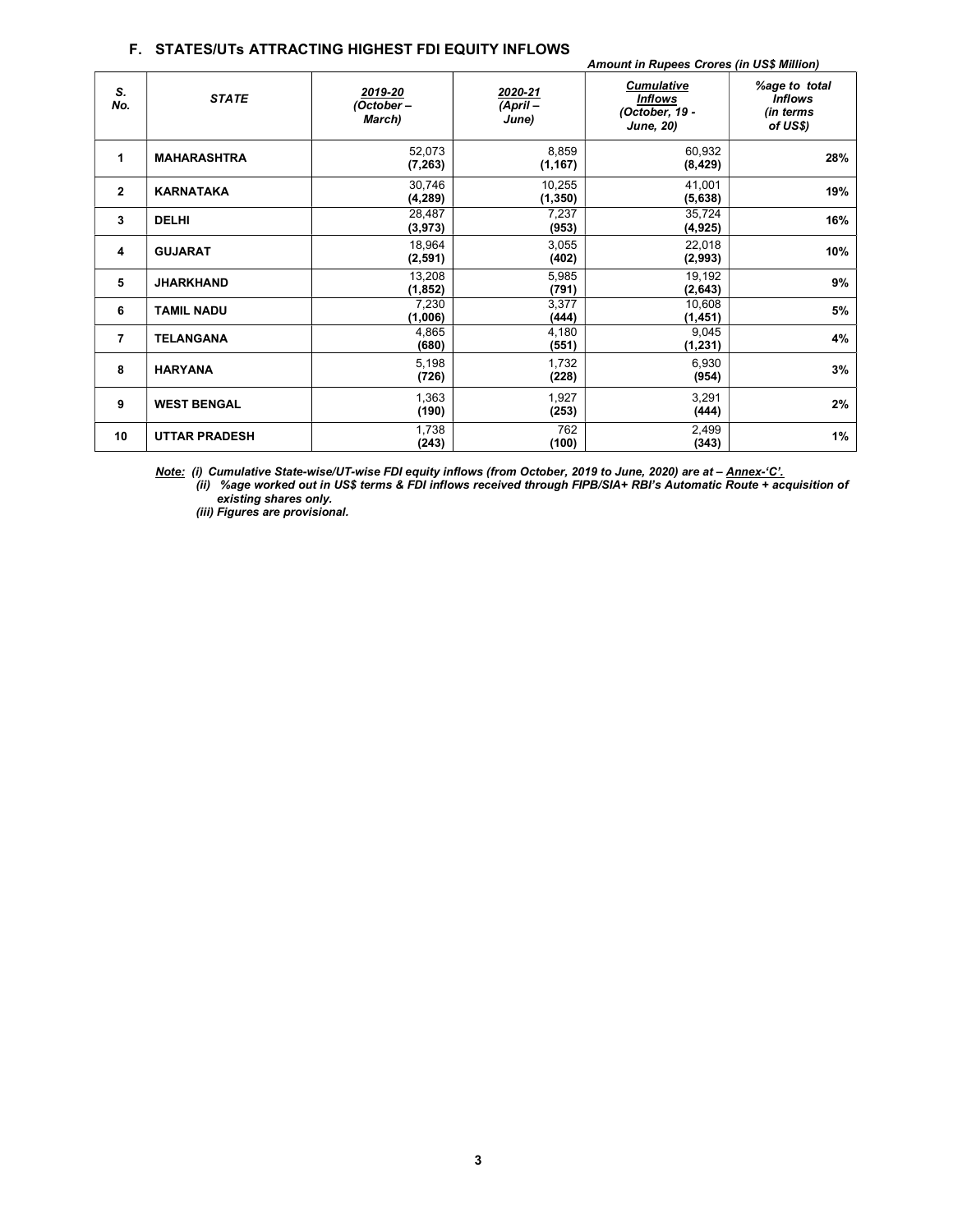## F. STATES/UTs ATTRACTING HIGHEST FDI EQUITY INFLOWS

*Amount in Rupees Crores (in US$ Million)*

| S. No. | STATE | 2019-20 (October – March) | 2020-21 (April – June) | Cumulative Inflows (October, 19 - June, 20) | %age to total Inflows (in terms of US$) |
|---|---|---|---|---|---|
| 1 | MAHARASHTRA | 52,073 **(7,263)** | 8,859 **(1,167)** | 60,932 **(8,429)** | **28%** |
| 2 | KARNATAKA | 30,746 **(4,289)** | 10,255 **(1,350)** | 41,001 **(5,638)** | **19%** |
| 3 | DELHI | 28,487 **(3,973)** | 7,237 **(953)** | 35,724 **(4,925)** | **16%** |
| 4 | GUJARAT | 18,964 **(2,591)** | 3,055 **(402)** | 22,018 **(2,993)** | **10%** |
| 5 | JHARKHAND | 13,208 **(1,852)** | 5,985 **(791)** | 19,192 **(2,643)** | **9%** |
| 6 | TAMIL NADU | 7,230 **(1,006)** | 3,377 **(444)** | 10,608 **(1,451)** | **5%** |
| 7 | TELANGANA | 4,865 **(680)** | 4,180 **(551)** | 9,045 **(1,231)** | **4%** |
| 8 | HARYANA | 5,198 **(726)** | 1,732 **(228)** | 6,930 **(954)** | **3%** |
| 9 | WEST BENGAL | 1,363 **(190)** | 1,927 **(253)** | 3,291 **(444)** | **2%** |
| 10 | UTTAR PRADESH | 1,738 **(243)** | 762 **(100)** | 2,499 **(343)** | **1%** |

***Note:*** *(i) Cumulative State-wise/UT-wise FDI equity inflows (from October, 2019 to June, 2020) are at – Annex-'C'.*
*(ii) %age worked out in US$ terms & FDI inflows received through FIPB/SIA+ RBI's Automatic Route + acquisition of existing shares only.*
*(iii) Figures are provisional.*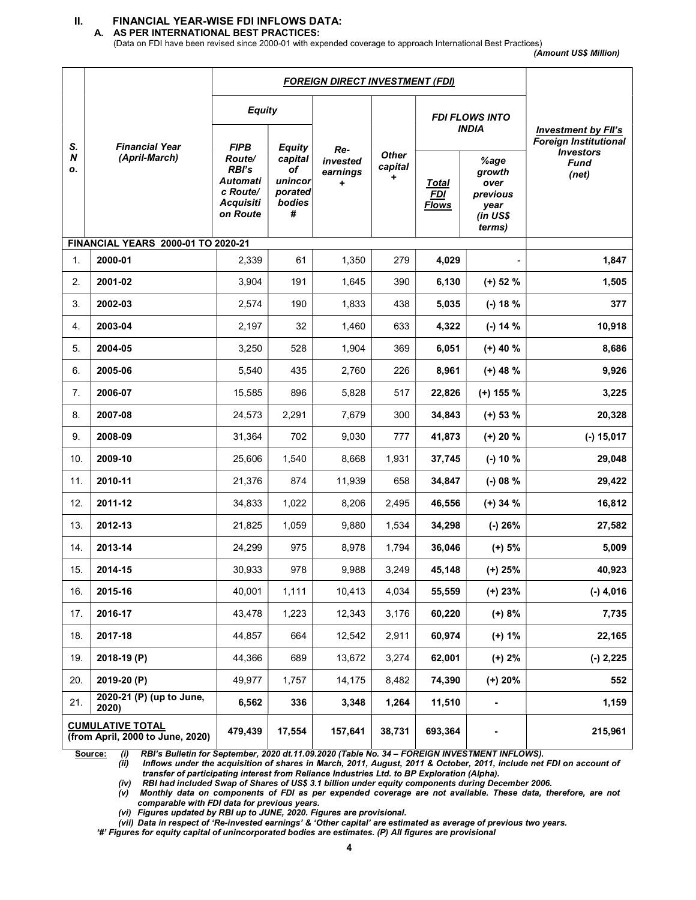## II. FINANCIAL YEAR-WISE FDI INFLOWS DATA:

### A. AS PER INTERNATIONAL BEST PRACTICES:

(Data on FDI have been revised since 2000-01 with expended coverage to approach International Best Practices)

*(Amount US$ Million)*

| S. No. | Financial Year (April-March) | FOREIGN DIRECT INVESTMENT (FDI) | | | | | | Investment by FII's Foreign Institutional Investors Fund (net) |
|---|---|---|---|---|---|---|---|---|
| | | Equity | | Re-invested earnings + | Other capital + | FDI FLOWS INTO INDIA | | |
| | | FIPB Route/ RBI's Automatic Route/ Acquisition Route | Equity capital of unincorporated bodies # | | | Total FDI Flows | %age growth over previous year (in US$ terms) | |
| **FINANCIAL YEARS 2000-01 TO 2020-21** | | | | | | | | |
| 1. | **2000-01** | 2,339 | 61 | 1,350 | 279 | **4,029** | - | **1,847** |
| 2. | **2001-02** | 3,904 | 191 | 1,645 | 390 | **6,130** | **(+) 52 %** | **1,505** |
| 3. | **2002-03** | 2,574 | 190 | 1,833 | 438 | **5,035** | **(-) 18 %** | **377** |
| 4. | **2003-04** | 2,197 | 32 | 1,460 | 633 | **4,322** | **(-) 14 %** | **10,918** |
| 5. | **2004-05** | 3,250 | 528 | 1,904 | 369 | **6,051** | **(+) 40 %** | **8,686** |
| 6. | **2005-06** | 5,540 | 435 | 2,760 | 226 | **8,961** | **(+) 48 %** | **9,926** |
| 7. | **2006-07** | 15,585 | 896 | 5,828 | 517 | **22,826** | **(+) 155 %** | **3,225** |
| 8. | **2007-08** | 24,573 | 2,291 | 7,679 | 300 | **34,843** | **(+) 53 %** | **20,328** |
| 9. | **2008-09** | 31,364 | 702 | 9,030 | 777 | **41,873** | **(+) 20 %** | **(-) 15,017** |
| 10. | **2009-10** | 25,606 | 1,540 | 8,668 | 1,931 | **37,745** | **(-) 10 %** | **29,048** |
| 11. | **2010-11** | 21,376 | 874 | 11,939 | 658 | **34,847** | **(-) 08 %** | **29,422** |
| 12. | **2011-12** | 34,833 | 1,022 | 8,206 | 2,495 | **46,556** | **(+) 34 %** | **16,812** |
| 13. | **2012-13** | 21,825 | 1,059 | 9,880 | 1,534 | **34,298** | **(-) 26%** | **27,582** |
| 14. | **2013-14** | 24,299 | 975 | 8,978 | 1,794 | **36,046** | **(+) 5%** | **5,009** |
| 15. | **2014-15** | 30,933 | 978 | 9,988 | 3,249 | **45,148** | **(+) 25%** | **40,923** |
| 16. | **2015-16** | 40,001 | 1,111 | 10,413 | 4,034 | **55,559** | **(+) 23%** | **(-) 4,016** |
| 17. | **2016-17** | 43,478 | 1,223 | 12,343 | 3,176 | **60,220** | **(+) 8%** | **7,735** |
| 18. | **2017-18** | 44,857 | 664 | 12,542 | 2,911 | **60,974** | **(+) 1%** | **22,165** |
| 19. | **2018-19 (P)** | 44,366 | 689 | 13,672 | 3,274 | **62,001** | **(+) 2%** | **(-) 2,225** |
| 20. | **2019-20 (P)** | 49,977 | 1,757 | 14,175 | 8,482 | **74,390** | **(+) 20%** | **552** |
| 21. | **2020-21 (P) (up to June, 2020)** | **6,562** | **336** | **3,348** | **1,264** | **11,510** | **-** | **1,159** |
| **CUMULATIVE TOTAL (from April, 2000 to June, 2020)** | | **479,439** | **17,554** | **157,641** | **38,731** | **693,364** | **-** | **215,961** |

**Source:** *(i) RBI's Bulletin for September, 2020 dt.11.09.2020 (Table No. 34 – FOREIGN INVESTMENT INFLOWS).*
*(ii) Inflows under the acquisition of shares in March, 2011, August, 2011 & October, 2011, include net FDI on account of transfer of participating interest from Reliance Industries Ltd. to BP Exploration (Alpha).*
*(iv) RBI had included Swap of Shares of US$ 3.1 billion under equity components during December 2006.*
*(v) Monthly data on components of FDI as per expended coverage are not available. These data, therefore, are not comparable with FDI data for previous years.*
*(vi) Figures updated by RBI up to JUNE, 2020. Figures are provisional.*
*(vii) Data in respect of 'Re-invested earnings' & 'Other capital' are estimated as average of previous two years.*
*'#' Figures for equity capital of unincorporated bodies are estimates. (P) All figures are provisional*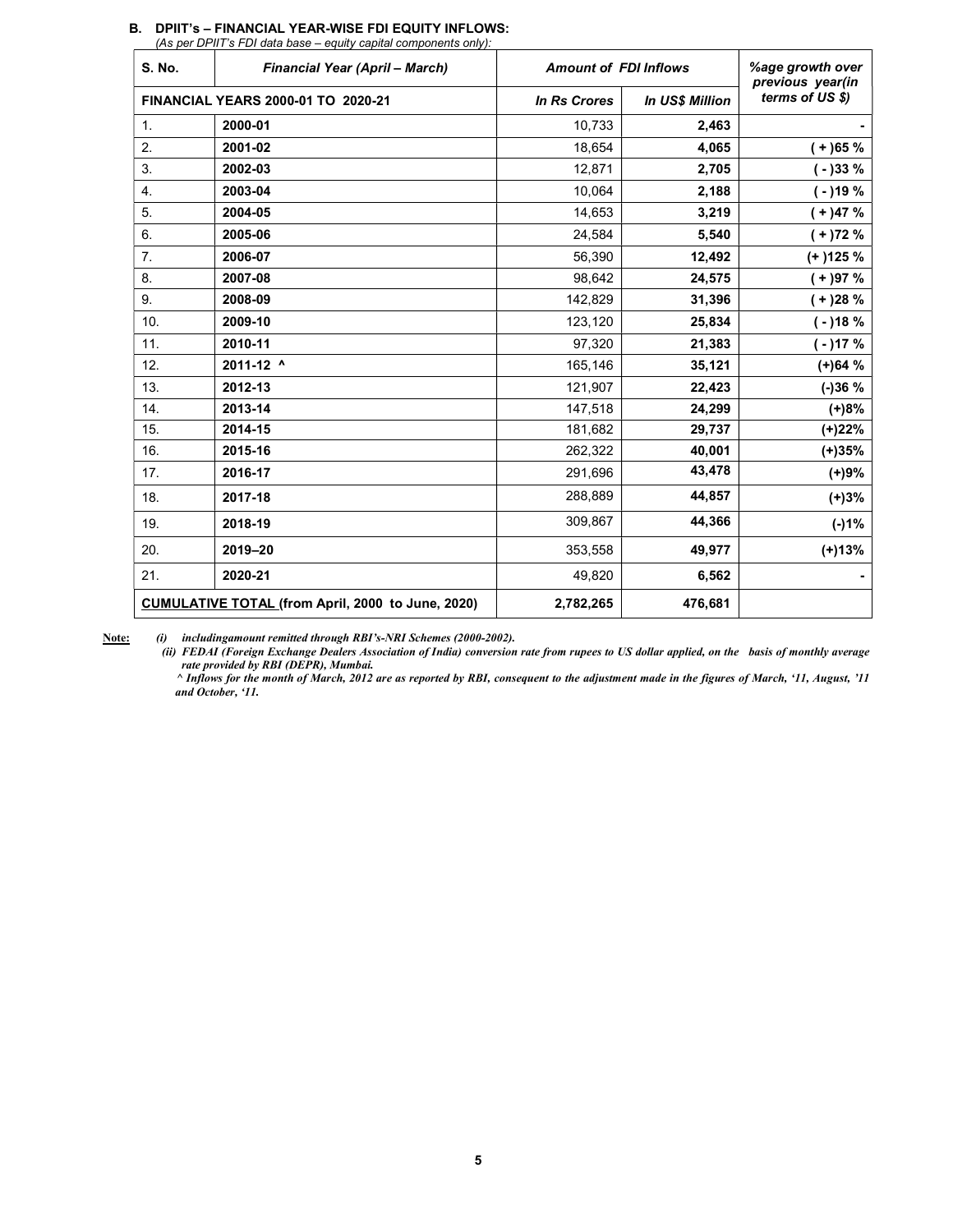### B. DPIIT's – FINANCIAL YEAR-WISE FDI EQUITY INFLOWS:

*(As per DPIIT's FDI data base – equity capital components only):*

| S. No. | *Financial Year (April – March)* | *Amount of FDI Inflows* | | *%age growth over previous year(in terms of US $)* |
|---|---|---|---|---|
| **FINANCIAL YEARS 2000-01 TO 2020-21** | | *In Rs Crores* | *In US$ Million* | |
| 1. | **2000-01** | 10,733 | **2,463** | **-** |
| 2. | **2001-02** | 18,654 | **4,065** | **( + )65 %** |
| 3. | **2002-03** | 12,871 | **2,705** | **( - )33 %** |
| 4. | **2003-04** | 10,064 | **2,188** | **( - )19 %** |
| 5. | **2004-05** | 14,653 | **3,219** | **( + )47 %** |
| 6. | **2005-06** | 24,584 | **5,540** | **( + )72 %** |
| 7. | **2006-07** | 56,390 | **12,492** | **(+ )125 %** |
| 8. | **2007-08** | 98,642 | **24,575** | **( + )97 %** |
| 9. | **2008-09** | 142,829 | **31,396** | **( + )28 %** |
| 10. | **2009-10** | 123,120 | **25,834** | **( - )18 %** |
| 11. | **2010-11** | 97,320 | **21,383** | **( - )17 %** |
| 12. | **2011-12 ^** | 165,146 | **35,121** | **(+)64 %** |
| 13. | **2012-13** | 121,907 | **22,423** | **(-)36 %** |
| 14. | **2013-14** | 147,518 | **24,299** | **(+)8%** |
| 15. | **2014-15** | 181,682 | **29,737** | **(+)22%** |
| 16. | **2015-16** | 262,322 | **40,001** | **(+)35%** |
| 17. | **2016-17** | 291,696 | **43,478** | **(+)9%** |
| 18. | **2017-18** | 288,889 | **44,857** | **(+)3%** |
| 19. | **2018-19** | 309,867 | **44,366** | **(-)1%** |
| 20. | **2019–20** | 353,558 | **49,977** | **(+)13%** |
| 21. | **2020-21** | 49,820 | **6,562** | **-** |
| **CUMULATIVE TOTAL (from April, 2000 to June, 2020)** | | **2,782,265** | **476,681** | |

**Note:** *(i) includingamount remitted through RBI's-NRI Schemes (2000-2002).*

*(ii) FEDAI (Foreign Exchange Dealers Association of India) conversion rate from rupees to US dollar applied, on the basis of monthly average rate provided by RBI (DEPR), Mumbai.*

*^ Inflows for the month of March, 2012 are as reported by RBI, consequent to the adjustment made in the figures of March, '11, August, '11 and October, '11.*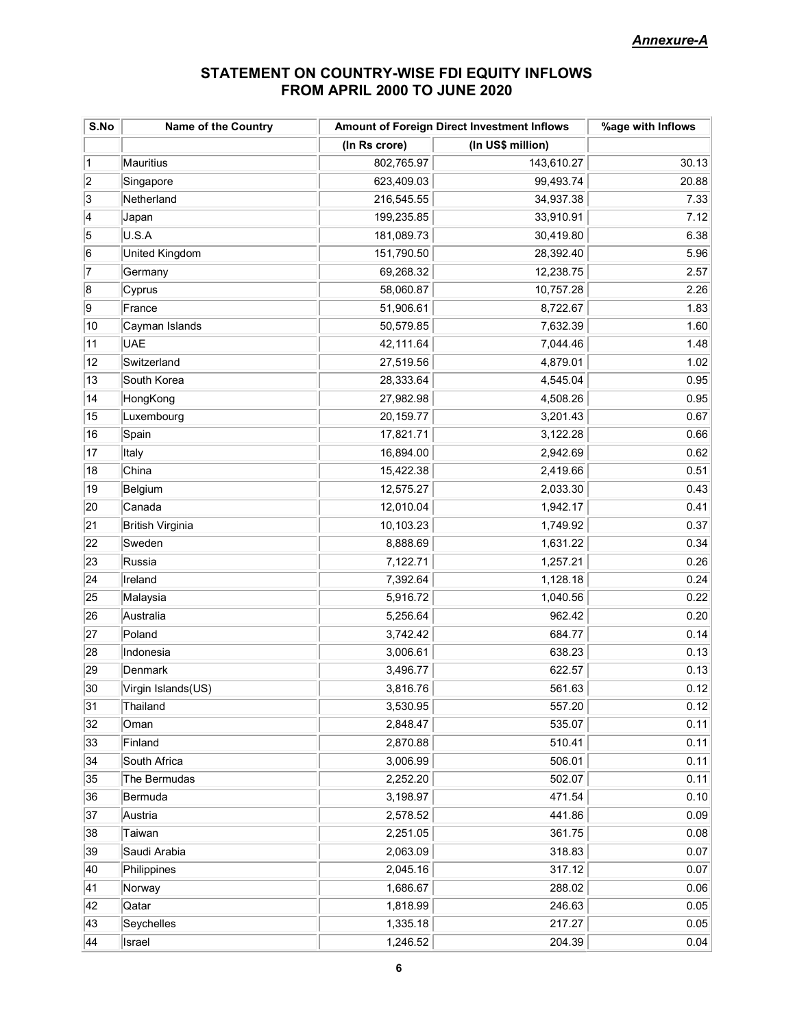*Annexure-A*

## STATEMENT ON COUNTRY-WISE FDI EQUITY INFLOWS FROM APRIL 2000 TO JUNE 2020

| S.No | Name of the Country | Amount of Foreign Direct Investment Inflows | | %age with Inflows |
|---|---|---|---|---|
| | | (In Rs crore) | (In US$ million) | |
| 1 | Mauritius | 802,765.97 | 143,610.27 | 30.13 |
| 2 | Singapore | 623,409.03 | 99,493.74 | 20.88 |
| 3 | Netherland | 216,545.55 | 34,937.38 | 7.33 |
| 4 | Japan | 199,235.85 | 33,910.91 | 7.12 |
| 5 | U.S.A | 181,089.73 | 30,419.80 | 6.38 |
| 6 | United Kingdom | 151,790.50 | 28,392.40 | 5.96 |
| 7 | Germany | 69,268.32 | 12,238.75 | 2.57 |
| 8 | Cyprus | 58,060.87 | 10,757.28 | 2.26 |
| 9 | France | 51,906.61 | 8,722.67 | 1.83 |
| 10 | Cayman Islands | 50,579.85 | 7,632.39 | 1.60 |
| 11 | UAE | 42,111.64 | 7,044.46 | 1.48 |
| 12 | Switzerland | 27,519.56 | 4,879.01 | 1.02 |
| 13 | South Korea | 28,333.64 | 4,545.04 | 0.95 |
| 14 | HongKong | 27,982.98 | 4,508.26 | 0.95 |
| 15 | Luxembourg | 20,159.77 | 3,201.43 | 0.67 |
| 16 | Spain | 17,821.71 | 3,122.28 | 0.66 |
| 17 | Italy | 16,894.00 | 2,942.69 | 0.62 |
| 18 | China | 15,422.38 | 2,419.66 | 0.51 |
| 19 | Belgium | 12,575.27 | 2,033.30 | 0.43 |
| 20 | Canada | 12,010.04 | 1,942.17 | 0.41 |
| 21 | British Virginia | 10,103.23 | 1,749.92 | 0.37 |
| 22 | Sweden | 8,888.69 | 1,631.22 | 0.34 |
| 23 | Russia | 7,122.71 | 1,257.21 | 0.26 |
| 24 | Ireland | 7,392.64 | 1,128.18 | 0.24 |
| 25 | Malaysia | 5,916.72 | 1,040.56 | 0.22 |
| 26 | Australia | 5,256.64 | 962.42 | 0.20 |
| 27 | Poland | 3,742.42 | 684.77 | 0.14 |
| 28 | Indonesia | 3,006.61 | 638.23 | 0.13 |
| 29 | Denmark | 3,496.77 | 622.57 | 0.13 |
| 30 | Virgin Islands(US) | 3,816.76 | 561.63 | 0.12 |
| 31 | Thailand | 3,530.95 | 557.20 | 0.12 |
| 32 | Oman | 2,848.47 | 535.07 | 0.11 |
| 33 | Finland | 2,870.88 | 510.41 | 0.11 |
| 34 | South Africa | 3,006.99 | 506.01 | 0.11 |
| 35 | The Bermudas | 2,252.20 | 502.07 | 0.11 |
| 36 | Bermuda | 3,198.97 | 471.54 | 0.10 |
| 37 | Austria | 2,578.52 | 441.86 | 0.09 |
| 38 | Taiwan | 2,251.05 | 361.75 | 0.08 |
| 39 | Saudi Arabia | 2,063.09 | 318.83 | 0.07 |
| 40 | Philippines | 2,045.16 | 317.12 | 0.07 |
| 41 | Norway | 1,686.67 | 288.02 | 0.06 |
| 42 | Qatar | 1,818.99 | 246.63 | 0.05 |
| 43 | Seychelles | 1,335.18 | 217.27 | 0.05 |
| 44 | Israel | 1,246.52 | 204.39 | 0.04 |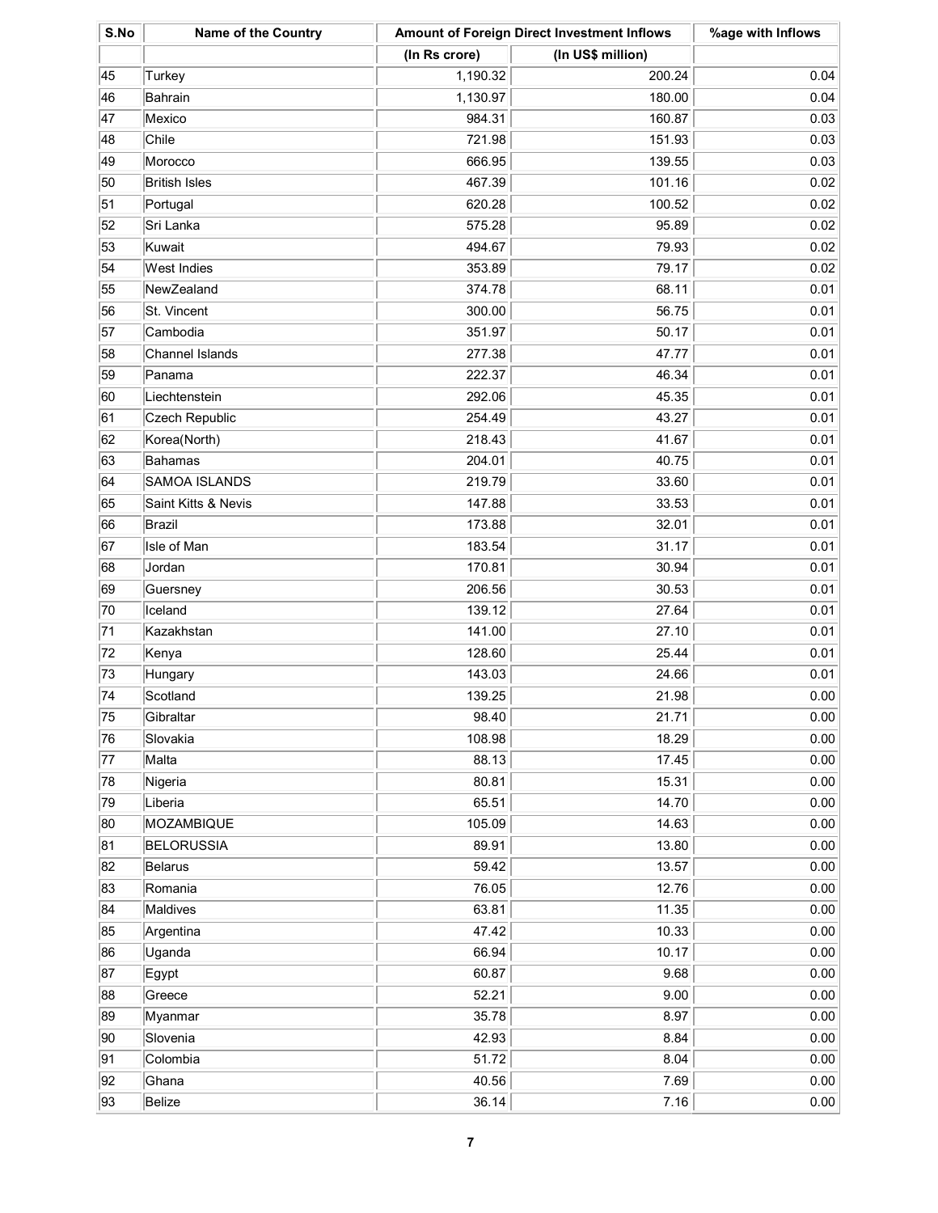| S.No | Name of the Country | Amount of Foreign Direct Investment Inflows | | %age with Inflows |
|---|---|---|---|---|
| | | (In Rs crore) | (In US$ million) | |
| 45 | Turkey | 1,190.32 | 200.24 | 0.04 |
| 46 | Bahrain | 1,130.97 | 180.00 | 0.04 |
| 47 | Mexico | 984.31 | 160.87 | 0.03 |
| 48 | Chile | 721.98 | 151.93 | 0.03 |
| 49 | Morocco | 666.95 | 139.55 | 0.03 |
| 50 | British Isles | 467.39 | 101.16 | 0.02 |
| 51 | Portugal | 620.28 | 100.52 | 0.02 |
| 52 | Sri Lanka | 575.28 | 95.89 | 0.02 |
| 53 | Kuwait | 494.67 | 79.93 | 0.02 |
| 54 | West Indies | 353.89 | 79.17 | 0.02 |
| 55 | NewZealand | 374.78 | 68.11 | 0.01 |
| 56 | St. Vincent | 300.00 | 56.75 | 0.01 |
| 57 | Cambodia | 351.97 | 50.17 | 0.01 |
| 58 | Channel Islands | 277.38 | 47.77 | 0.01 |
| 59 | Panama | 222.37 | 46.34 | 0.01 |
| 60 | Liechtenstein | 292.06 | 45.35 | 0.01 |
| 61 | Czech Republic | 254.49 | 43.27 | 0.01 |
| 62 | Korea(North) | 218.43 | 41.67 | 0.01 |
| 63 | Bahamas | 204.01 | 40.75 | 0.01 |
| 64 | SAMOA ISLANDS | 219.79 | 33.60 | 0.01 |
| 65 | Saint Kitts & Nevis | 147.88 | 33.53 | 0.01 |
| 66 | Brazil | 173.88 | 32.01 | 0.01 |
| 67 | Isle of Man | 183.54 | 31.17 | 0.01 |
| 68 | Jordan | 170.81 | 30.94 | 0.01 |
| 69 | Guersney | 206.56 | 30.53 | 0.01 |
| 70 | Iceland | 139.12 | 27.64 | 0.01 |
| 71 | Kazakhstan | 141.00 | 27.10 | 0.01 |
| 72 | Kenya | 128.60 | 25.44 | 0.01 |
| 73 | Hungary | 143.03 | 24.66 | 0.01 |
| 74 | Scotland | 139.25 | 21.98 | 0.00 |
| 75 | Gibraltar | 98.40 | 21.71 | 0.00 |
| 76 | Slovakia | 108.98 | 18.29 | 0.00 |
| 77 | Malta | 88.13 | 17.45 | 0.00 |
| 78 | Nigeria | 80.81 | 15.31 | 0.00 |
| 79 | Liberia | 65.51 | 14.70 | 0.00 |
| 80 | MOZAMBIQUE | 105.09 | 14.63 | 0.00 |
| 81 | BELORUSSIA | 89.91 | 13.80 | 0.00 |
| 82 | Belarus | 59.42 | 13.57 | 0.00 |
| 83 | Romania | 76.05 | 12.76 | 0.00 |
| 84 | Maldives | 63.81 | 11.35 | 0.00 |
| 85 | Argentina | 47.42 | 10.33 | 0.00 |
| 86 | Uganda | 66.94 | 10.17 | 0.00 |
| 87 | Egypt | 60.87 | 9.68 | 0.00 |
| 88 | Greece | 52.21 | 9.00 | 0.00 |
| 89 | Myanmar | 35.78 | 8.97 | 0.00 |
| 90 | Slovenia | 42.93 | 8.84 | 0.00 |
| 91 | Colombia | 51.72 | 8.04 | 0.00 |
| 92 | Ghana | 40.56 | 7.69 | 0.00 |
| 93 | Belize | 36.14 | 7.16 | 0.00 |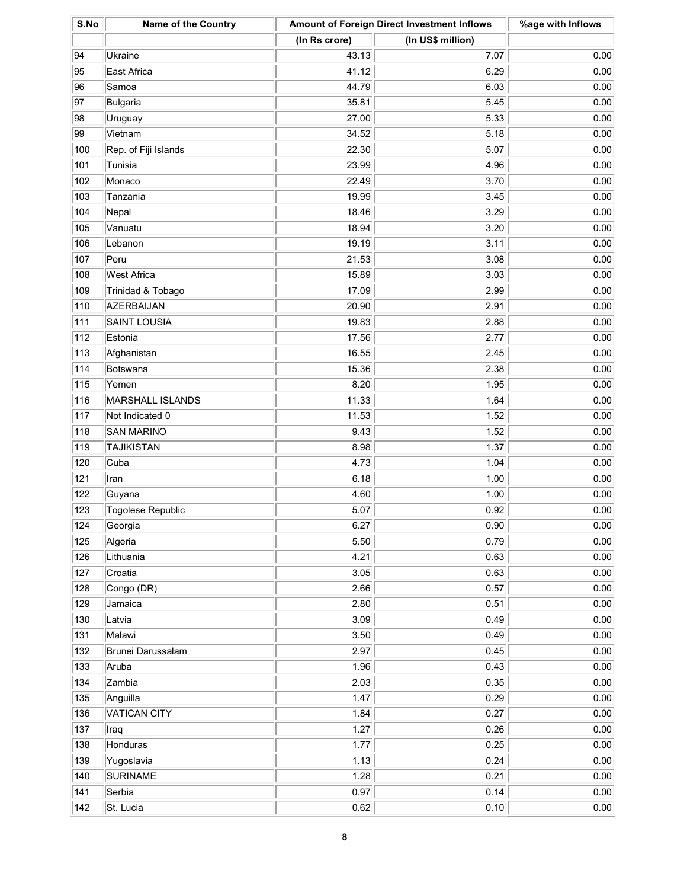| S.No | Name of the Country | Amount of Foreign Direct Investment Inflows | | %age with Inflows |
|---|---|---|---|---|
| | | (In Rs crore) | (In US$ million) | |
| 94 | Ukraine | 43.13 | 7.07 | 0.00 |
| 95 | East Africa | 41.12 | 6.29 | 0.00 |
| 96 | Samoa | 44.79 | 6.03 | 0.00 |
| 97 | Bulgaria | 35.81 | 5.45 | 0.00 |
| 98 | Uruguay | 27.00 | 5.33 | 0.00 |
| 99 | Vietnam | 34.52 | 5.18 | 0.00 |
| 100 | Rep. of Fiji Islands | 22.30 | 5.07 | 0.00 |
| 101 | Tunisia | 23.99 | 4.96 | 0.00 |
| 102 | Monaco | 22.49 | 3.70 | 0.00 |
| 103 | Tanzania | 19.99 | 3.45 | 0.00 |
| 104 | Nepal | 18.46 | 3.29 | 0.00 |
| 105 | Vanuatu | 18.94 | 3.20 | 0.00 |
| 106 | Lebanon | 19.19 | 3.11 | 0.00 |
| 107 | Peru | 21.53 | 3.08 | 0.00 |
| 108 | West Africa | 15.89 | 3.03 | 0.00 |
| 109 | Trinidad & Tobago | 17.09 | 2.99 | 0.00 |
| 110 | AZERBAIJAN | 20.90 | 2.91 | 0.00 |
| 111 | SAINT LOUSIA | 19.83 | 2.88 | 0.00 |
| 112 | Estonia | 17.56 | 2.77 | 0.00 |
| 113 | Afghanistan | 16.55 | 2.45 | 0.00 |
| 114 | Botswana | 15.36 | 2.38 | 0.00 |
| 115 | Yemen | 8.20 | 1.95 | 0.00 |
| 116 | MARSHALL ISLANDS | 11.33 | 1.64 | 0.00 |
| 117 | Not Indicated 0 | 11.53 | 1.52 | 0.00 |
| 118 | SAN MARINO | 9.43 | 1.52 | 0.00 |
| 119 | TAJIKISTAN | 8.98 | 1.37 | 0.00 |
| 120 | Cuba | 4.73 | 1.04 | 0.00 |
| 121 | Iran | 6.18 | 1.00 | 0.00 |
| 122 | Guyana | 4.60 | 1.00 | 0.00 |
| 123 | Togolese Republic | 5.07 | 0.92 | 0.00 |
| 124 | Georgia | 6.27 | 0.90 | 0.00 |
| 125 | Algeria | 5.50 | 0.79 | 0.00 |
| 126 | Lithuania | 4.21 | 0.63 | 0.00 |
| 127 | Croatia | 3.05 | 0.63 | 0.00 |
| 128 | Congo (DR) | 2.66 | 0.57 | 0.00 |
| 129 | Jamaica | 2.80 | 0.51 | 0.00 |
| 130 | Latvia | 3.09 | 0.49 | 0.00 |
| 131 | Malawi | 3.50 | 0.49 | 0.00 |
| 132 | Brunei Darussalam | 2.97 | 0.45 | 0.00 |
| 133 | Aruba | 1.96 | 0.43 | 0.00 |
| 134 | Zambia | 2.03 | 0.35 | 0.00 |
| 135 | Anguilla | 1.47 | 0.29 | 0.00 |
| 136 | VATICAN CITY | 1.84 | 0.27 | 0.00 |
| 137 | Iraq | 1.27 | 0.26 | 0.00 |
| 138 | Honduras | 1.77 | 0.25 | 0.00 |
| 139 | Yugoslavia | 1.13 | 0.24 | 0.00 |
| 140 | SURINAME | 1.28 | 0.21 | 0.00 |
| 141 | Serbia | 0.97 | 0.14 | 0.00 |
| 142 | St. Lucia | 0.62 | 0.10 | 0.00 |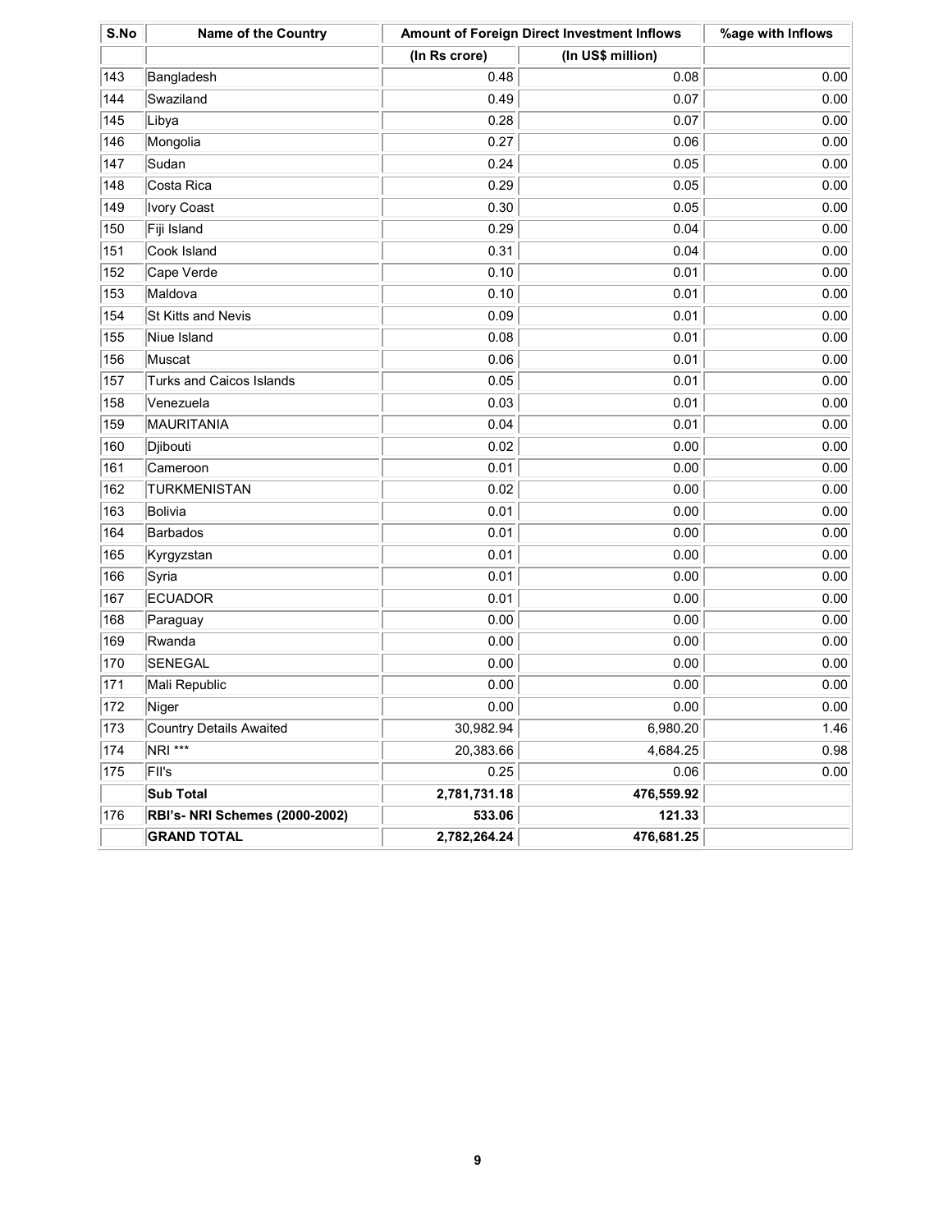| S.No | Name of the Country | Amount of Foreign Direct Investment Inflows | | %age with Inflows |
|---|---|---|---|---|
| | | (In Rs crore) | (In US$ million) | |
| 143 | Bangladesh | 0.48 | 0.08 | 0.00 |
| 144 | Swaziland | 0.49 | 0.07 | 0.00 |
| 145 | Libya | 0.28 | 0.07 | 0.00 |
| 146 | Mongolia | 0.27 | 0.06 | 0.00 |
| 147 | Sudan | 0.24 | 0.05 | 0.00 |
| 148 | Costa Rica | 0.29 | 0.05 | 0.00 |
| 149 | Ivory Coast | 0.30 | 0.05 | 0.00 |
| 150 | Fiji Island | 0.29 | 0.04 | 0.00 |
| 151 | Cook Island | 0.31 | 0.04 | 0.00 |
| 152 | Cape Verde | 0.10 | 0.01 | 0.00 |
| 153 | Maldova | 0.10 | 0.01 | 0.00 |
| 154 | St Kitts and Nevis | 0.09 | 0.01 | 0.00 |
| 155 | Niue Island | 0.08 | 0.01 | 0.00 |
| 156 | Muscat | 0.06 | 0.01 | 0.00 |
| 157 | Turks and Caicos Islands | 0.05 | 0.01 | 0.00 |
| 158 | Venezuela | 0.03 | 0.01 | 0.00 |
| 159 | MAURITANIA | 0.04 | 0.01 | 0.00 |
| 160 | Djibouti | 0.02 | 0.00 | 0.00 |
| 161 | Cameroon | 0.01 | 0.00 | 0.00 |
| 162 | TURKMENISTAN | 0.02 | 0.00 | 0.00 |
| 163 | Bolivia | 0.01 | 0.00 | 0.00 |
| 164 | Barbados | 0.01 | 0.00 | 0.00 |
| 165 | Kyrgyzstan | 0.01 | 0.00 | 0.00 |
| 166 | Syria | 0.01 | 0.00 | 0.00 |
| 167 | ECUADOR | 0.01 | 0.00 | 0.00 |
| 168 | Paraguay | 0.00 | 0.00 | 0.00 |
| 169 | Rwanda | 0.00 | 0.00 | 0.00 |
| 170 | SENEGAL | 0.00 | 0.00 | 0.00 |
| 171 | Mali Republic | 0.00 | 0.00 | 0.00 |
| 172 | Niger | 0.00 | 0.00 | 0.00 |
| 173 | Country Details Awaited | 30,982.94 | 6,980.20 | 1.46 |
| 174 | NRI *** | 20,383.66 | 4,684.25 | 0.98 |
| 175 | FII's | 0.25 | 0.06 | 0.00 |
| | **Sub Total** | **2,781,731.18** | **476,559.92** | |
| 176 | **RBI's- NRI Schemes (2000-2002)** | **533.06** | **121.33** | |
| | **GRAND TOTAL** | **2,782,264.24** | **476,681.25** | |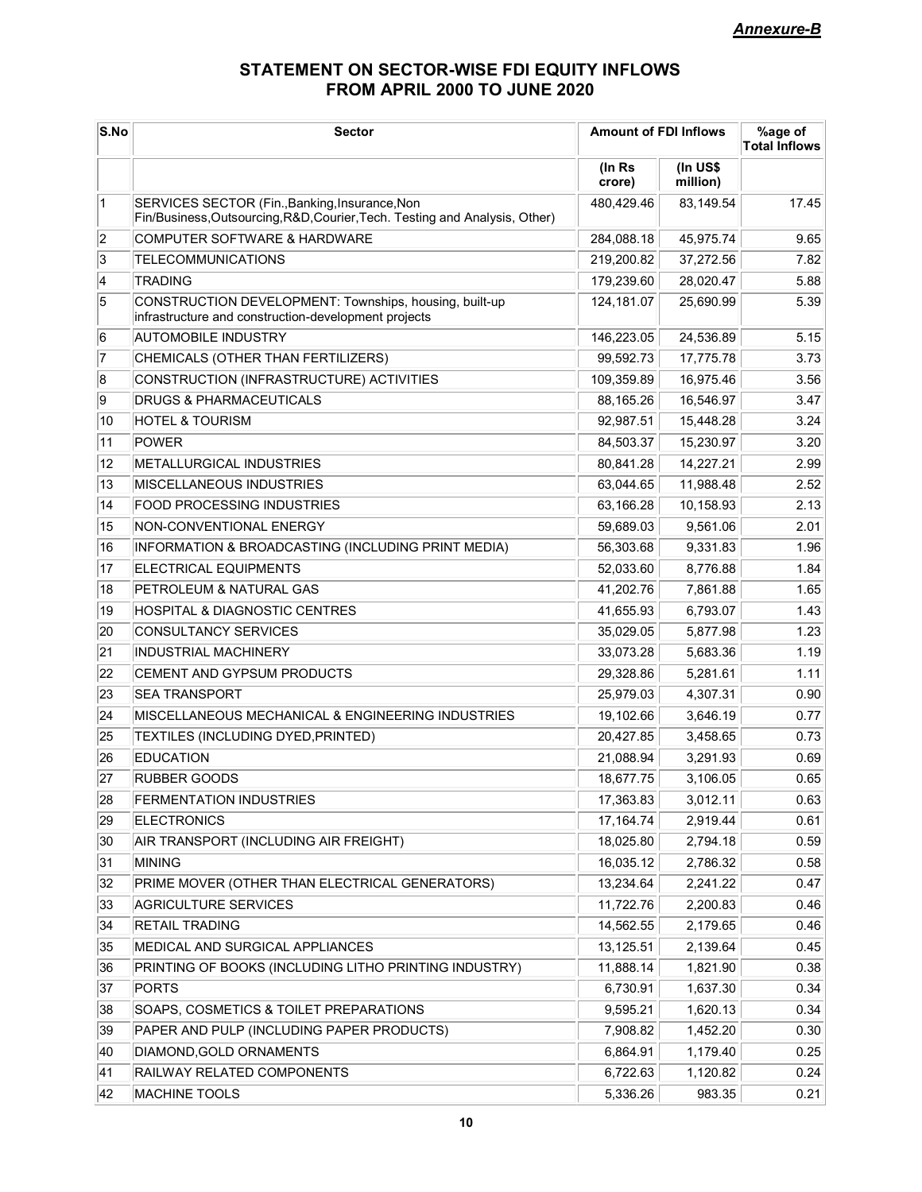*Annexure-B*

## STATEMENT ON SECTOR-WISE FDI EQUITY INFLOWS FROM APRIL 2000 TO JUNE 2020

| S.No | Sector | Amount of FDI Inflows | | %age of Total Inflows |
|---|---|---|---|---|
| | | (In Rs crore) | (In US$ million) | |
| 1 | SERVICES SECTOR (Fin.,Banking,Insurance,Non Fin/Business,Outsourcing,R&D,Courier,Tech. Testing and Analysis, Other) | 480,429.46 | 83,149.54 | 17.45 |
| 2 | COMPUTER SOFTWARE & HARDWARE | 284,088.18 | 45,975.74 | 9.65 |
| 3 | TELECOMMUNICATIONS | 219,200.82 | 37,272.56 | 7.82 |
| 4 | TRADING | 179,239.60 | 28,020.47 | 5.88 |
| 5 | CONSTRUCTION DEVELOPMENT: Townships, housing, built-up infrastructure and construction-development projects | 124,181.07 | 25,690.99 | 5.39 |
| 6 | AUTOMOBILE INDUSTRY | 146,223.05 | 24,536.89 | 5.15 |
| 7 | CHEMICALS (OTHER THAN FERTILIZERS) | 99,592.73 | 17,775.78 | 3.73 |
| 8 | CONSTRUCTION (INFRASTRUCTURE) ACTIVITIES | 109,359.89 | 16,975.46 | 3.56 |
| 9 | DRUGS & PHARMACEUTICALS | 88,165.26 | 16,546.97 | 3.47 |
| 10 | HOTEL & TOURISM | 92,987.51 | 15,448.28 | 3.24 |
| 11 | POWER | 84,503.37 | 15,230.97 | 3.20 |
| 12 | METALLURGICAL INDUSTRIES | 80,841.28 | 14,227.21 | 2.99 |
| 13 | MISCELLANEOUS INDUSTRIES | 63,044.65 | 11,988.48 | 2.52 |
| 14 | FOOD PROCESSING INDUSTRIES | 63,166.28 | 10,158.93 | 2.13 |
| 15 | NON-CONVENTIONAL ENERGY | 59,689.03 | 9,561.06 | 2.01 |
| 16 | INFORMATION & BROADCASTING (INCLUDING PRINT MEDIA) | 56,303.68 | 9,331.83 | 1.96 |
| 17 | ELECTRICAL EQUIPMENTS | 52,033.60 | 8,776.88 | 1.84 |
| 18 | PETROLEUM & NATURAL GAS | 41,202.76 | 7,861.88 | 1.65 |
| 19 | HOSPITAL & DIAGNOSTIC CENTRES | 41,655.93 | 6,793.07 | 1.43 |
| 20 | CONSULTANCY SERVICES | 35,029.05 | 5,877.98 | 1.23 |
| 21 | INDUSTRIAL MACHINERY | 33,073.28 | 5,683.36 | 1.19 |
| 22 | CEMENT AND GYPSUM PRODUCTS | 29,328.86 | 5,281.61 | 1.11 |
| 23 | SEA TRANSPORT | 25,979.03 | 4,307.31 | 0.90 |
| 24 | MISCELLANEOUS MECHANICAL & ENGINEERING INDUSTRIES | 19,102.66 | 3,646.19 | 0.77 |
| 25 | TEXTILES (INCLUDING DYED,PRINTED) | 20,427.85 | 3,458.65 | 0.73 |
| 26 | EDUCATION | 21,088.94 | 3,291.93 | 0.69 |
| 27 | RUBBER GOODS | 18,677.75 | 3,106.05 | 0.65 |
| 28 | FERMENTATION INDUSTRIES | 17,363.83 | 3,012.11 | 0.63 |
| 29 | ELECTRONICS | 17,164.74 | 2,919.44 | 0.61 |
| 30 | AIR TRANSPORT (INCLUDING AIR FREIGHT) | 18,025.80 | 2,794.18 | 0.59 |
| 31 | MINING | 16,035.12 | 2,786.32 | 0.58 |
| 32 | PRIME MOVER (OTHER THAN ELECTRICAL GENERATORS) | 13,234.64 | 2,241.22 | 0.47 |
| 33 | AGRICULTURE SERVICES | 11,722.76 | 2,200.83 | 0.46 |
| 34 | RETAIL TRADING | 14,562.55 | 2,179.65 | 0.46 |
| 35 | MEDICAL AND SURGICAL APPLIANCES | 13,125.51 | 2,139.64 | 0.45 |
| 36 | PRINTING OF BOOKS (INCLUDING LITHO PRINTING INDUSTRY) | 11,888.14 | 1,821.90 | 0.38 |
| 37 | PORTS | 6,730.91 | 1,637.30 | 0.34 |
| 38 | SOAPS, COSMETICS & TOILET PREPARATIONS | 9,595.21 | 1,620.13 | 0.34 |
| 39 | PAPER AND PULP (INCLUDING PAPER PRODUCTS) | 7,908.82 | 1,452.20 | 0.30 |
| 40 | DIAMOND,GOLD ORNAMENTS | 6,864.91 | 1,179.40 | 0.25 |
| 41 | RAILWAY RELATED COMPONENTS | 6,722.63 | 1,120.82 | 0.24 |
| 42 | MACHINE TOOLS | 5,336.26 | 983.35 | 0.21 |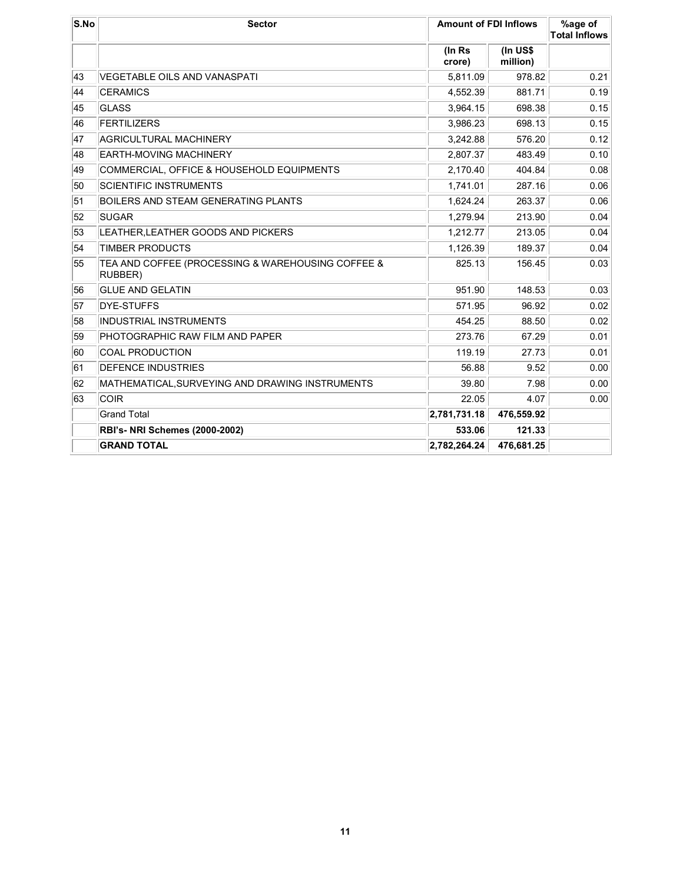| S.No | Sector | Amount of FDI Inflows | | %age of Total Inflows |
|---|---|---|---|---|
| | | (In Rs crore) | (In US$ million) | |
| 43 | VEGETABLE OILS AND VANASPATI | 5,811.09 | 978.82 | 0.21 |
| 44 | CERAMICS | 4,552.39 | 881.71 | 0.19 |
| 45 | GLASS | 3,964.15 | 698.38 | 0.15 |
| 46 | FERTILIZERS | 3,986.23 | 698.13 | 0.15 |
| 47 | AGRICULTURAL MACHINERY | 3,242.88 | 576.20 | 0.12 |
| 48 | EARTH-MOVING MACHINERY | 2,807.37 | 483.49 | 0.10 |
| 49 | COMMERCIAL, OFFICE & HOUSEHOLD EQUIPMENTS | 2,170.40 | 404.84 | 0.08 |
| 50 | SCIENTIFIC INSTRUMENTS | 1,741.01 | 287.16 | 0.06 |
| 51 | BOILERS AND STEAM GENERATING PLANTS | 1,624.24 | 263.37 | 0.06 |
| 52 | SUGAR | 1,279.94 | 213.90 | 0.04 |
| 53 | LEATHER,LEATHER GOODS AND PICKERS | 1,212.77 | 213.05 | 0.04 |
| 54 | TIMBER PRODUCTS | 1,126.39 | 189.37 | 0.04 |
| 55 | TEA AND COFFEE (PROCESSING & WAREHOUSING COFFEE & RUBBER) | 825.13 | 156.45 | 0.03 |
| 56 | GLUE AND GELATIN | 951.90 | 148.53 | 0.03 |
| 57 | DYE-STUFFS | 571.95 | 96.92 | 0.02 |
| 58 | INDUSTRIAL INSTRUMENTS | 454.25 | 88.50 | 0.02 |
| 59 | PHOTOGRAPHIC RAW FILM AND PAPER | 273.76 | 67.29 | 0.01 |
| 60 | COAL PRODUCTION | 119.19 | 27.73 | 0.01 |
| 61 | DEFENCE INDUSTRIES | 56.88 | 9.52 | 0.00 |
| 62 | MATHEMATICAL,SURVEYING AND DRAWING INSTRUMENTS | 39.80 | 7.98 | 0.00 |
| 63 | COIR | 22.05 | 4.07 | 0.00 |
| | Grand Total | **2,781,731.18** | **476,559.92** | |
| | **RBI's- NRI Schemes (2000-2002)** | **533.06** | **121.33** | |
| | **GRAND TOTAL** | **2,782,264.24** | **476,681.25** | |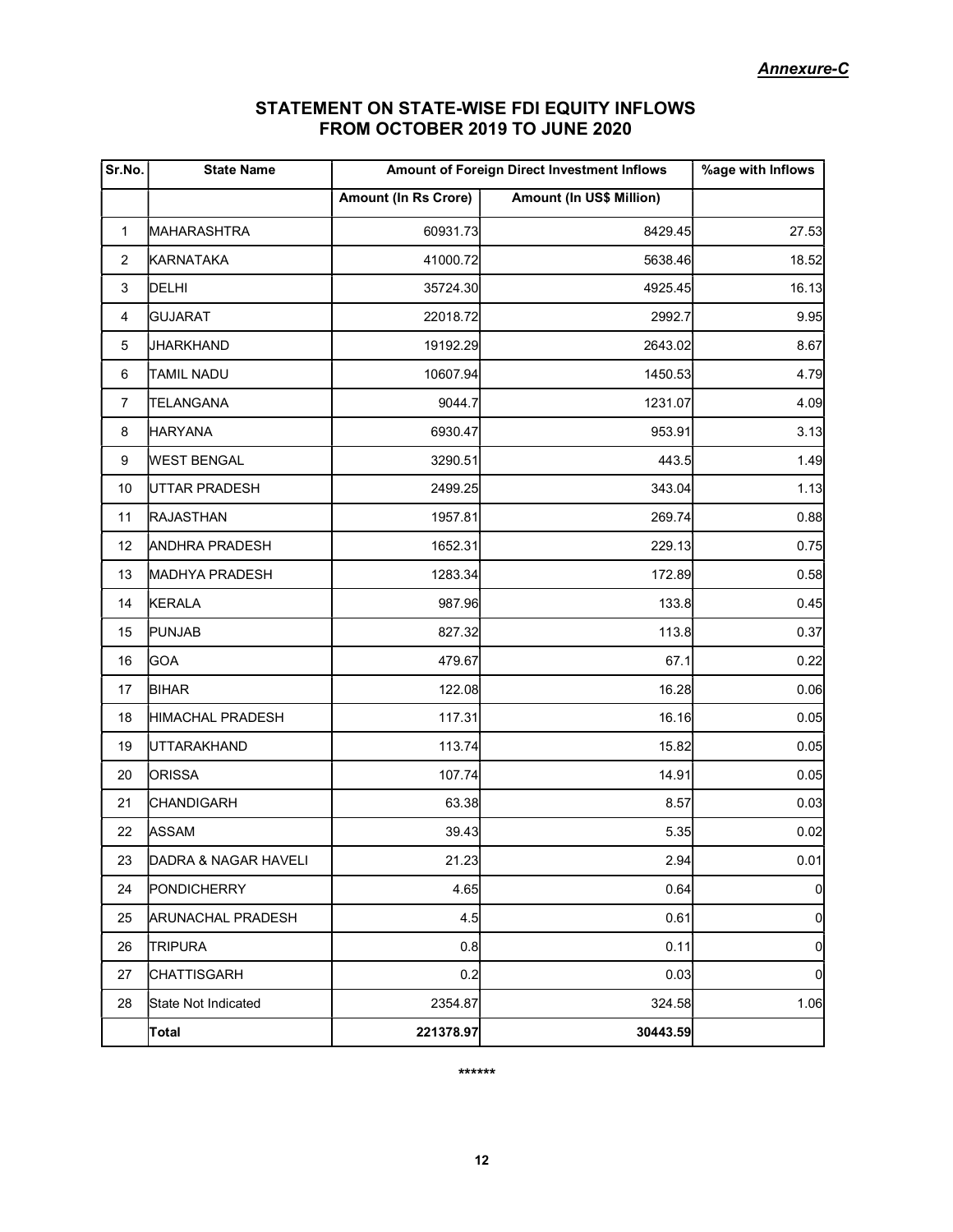***Annexure-C***

## STATEMENT ON STATE-WISE FDI EQUITY INFLOWS FROM OCTOBER 2019 TO JUNE 2020

| Sr.No. | State Name | Amount of Foreign Direct Investment Inflows | | %age with Inflows |
|---|---|---|---|---|
| | | Amount (In Rs Crore) | Amount (In US$ Million) | |
| 1 | MAHARASHTRA | 60931.73 | 8429.45 | 27.53 |
| 2 | KARNATAKA | 41000.72 | 5638.46 | 18.52 |
| 3 | DELHI | 35724.30 | 4925.45 | 16.13 |
| 4 | GUJARAT | 22018.72 | 2992.7 | 9.95 |
| 5 | JHARKHAND | 19192.29 | 2643.02 | 8.67 |
| 6 | TAMIL NADU | 10607.94 | 1450.53 | 4.79 |
| 7 | TELANGANA | 9044.7 | 1231.07 | 4.09 |
| 8 | HARYANA | 6930.47 | 953.91 | 3.13 |
| 9 | WEST BENGAL | 3290.51 | 443.5 | 1.49 |
| 10 | UTTAR PRADESH | 2499.25 | 343.04 | 1.13 |
| 11 | RAJASTHAN | 1957.81 | 269.74 | 0.88 |
| 12 | ANDHRA PRADESH | 1652.31 | 229.13 | 0.75 |
| 13 | MADHYA PRADESH | 1283.34 | 172.89 | 0.58 |
| 14 | KERALA | 987.96 | 133.8 | 0.45 |
| 15 | PUNJAB | 827.32 | 113.8 | 0.37 |
| 16 | GOA | 479.67 | 67.1 | 0.22 |
| 17 | BIHAR | 122.08 | 16.28 | 0.06 |
| 18 | HIMACHAL PRADESH | 117.31 | 16.16 | 0.05 |
| 19 | UTTARAKHAND | 113.74 | 15.82 | 0.05 |
| 20 | ORISSA | 107.74 | 14.91 | 0.05 |
| 21 | CHANDIGARH | 63.38 | 8.57 | 0.03 |
| 22 | ASSAM | 39.43 | 5.35 | 0.02 |
| 23 | DADRA & NAGAR HAVELI | 21.23 | 2.94 | 0.01 |
| 24 | PONDICHERRY | 4.65 | 0.64 | 0 |
| 25 | ARUNACHAL PRADESH | 4.5 | 0.61 | 0 |
| 26 | TRIPURA | 0.8 | 0.11 | 0 |
| 27 | CHATTISGARH | 0.2 | 0.03 | 0 |
| 28 | State Not Indicated | 2354.87 | 324.58 | 1.06 |
| | **Total** | **221378.97** | **30443.59** | |

******